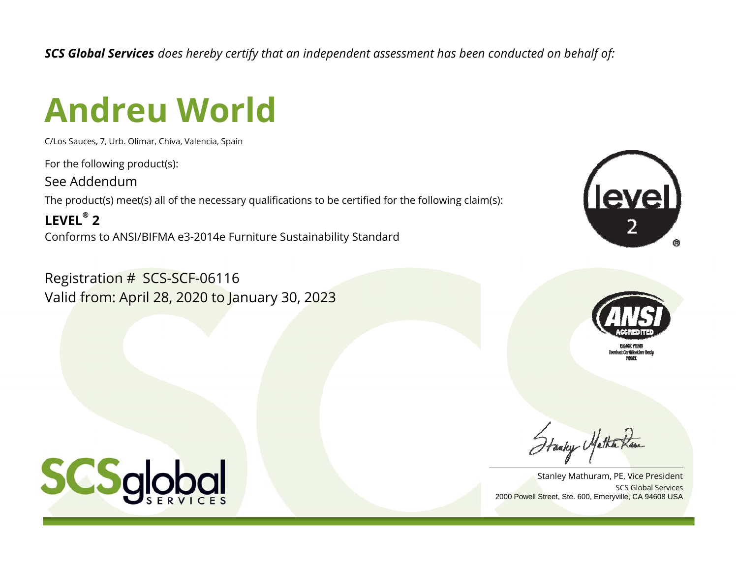***SCS Global Services*** *does hereby certify that an independent assessment has been conducted on behalf of:*

# Andreu World

C/Los Sauces, 7, Urb. Olimar, Chiva, Valencia, Spain

For the following product(s):

See Addendum

The product(s) meet(s) all of the necessary qualifications to be certified for the following claim(s):

**LEVEL® 2**

Conforms to ANSI/BIFMA e3-2014e Furniture Sustainability Standard

Registration # SCS-SCF-06116

Valid from: April 28, 2020 to January 30, 2023

Stanley Mathuram, PE, Vice President

SCS Global Services

2000 Powell Street, Ste. 600, Emeryville, CA 94608 USA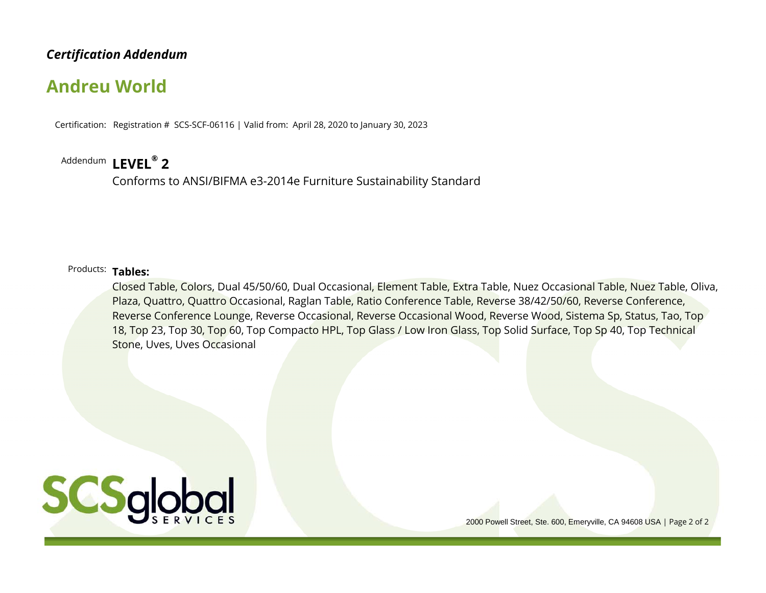*Certification Addendum*

# Andreu World

Certification: Registration # SCS-SCF-06116 | Valid from: April 28, 2020 to January 30, 2023

Addendum **LEVEL® 2**

Conforms to ANSI/BIFMA e3-2014e Furniture Sustainability Standard

Products: **Tables:**

Closed Table, Colors, Dual 45/50/60, Dual Occasional, Element Table, Extra Table, Nuez Occasional Table, Nuez Table, Oliva, Plaza, Quattro, Quattro Occasional, Raglan Table, Ratio Conference Table, Reverse 38/42/50/60, Reverse Conference, Reverse Conference Lounge, Reverse Occasional, Reverse Occasional Wood, Reverse Wood, Sistema Sp, Status, Tao, Top 18, Top 23, Top 30, Top 60, Top Compacto HPL, Top Glass / Low Iron Glass, Top Solid Surface, Top Sp 40, Top Technical Stone, Uves, Uves Occasional

SCSglobal SERVICES

2000 Powell Street, Ste. 600, Emeryville, CA 94608 USA